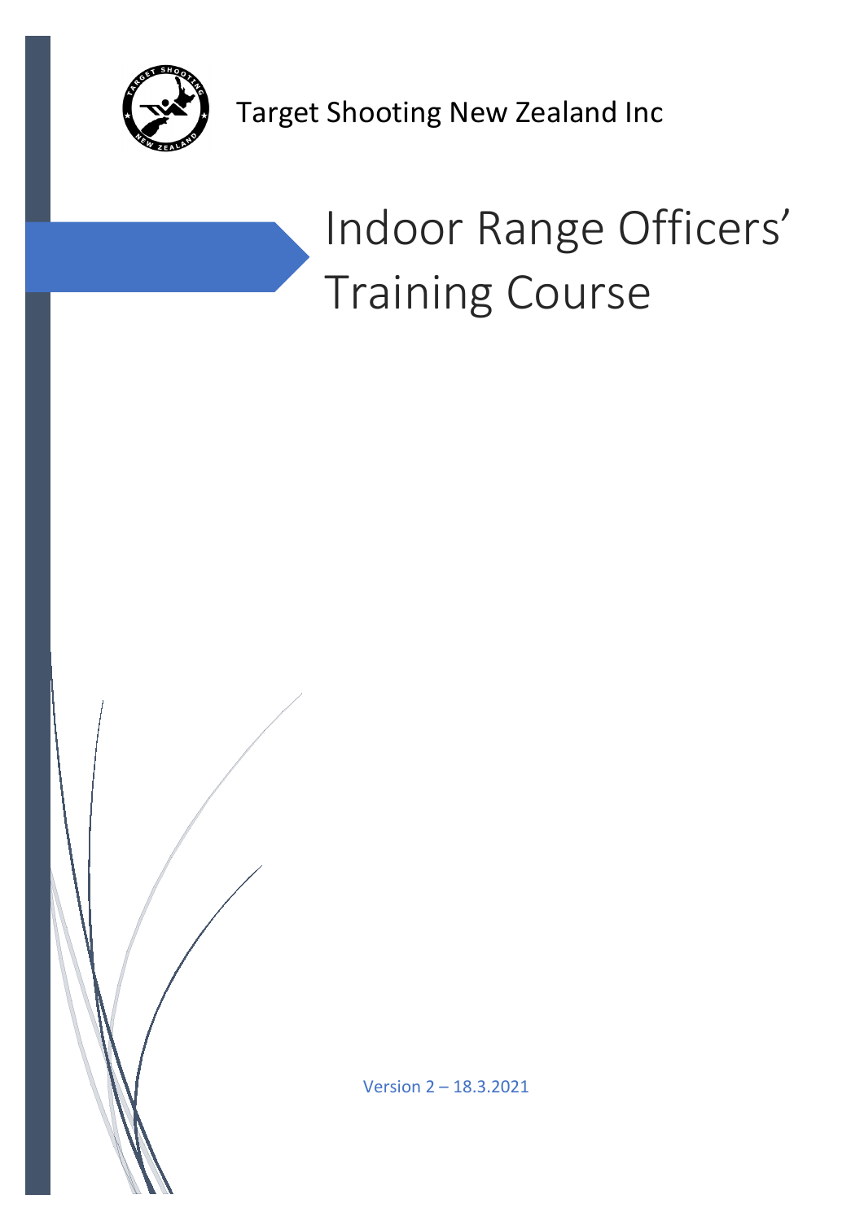Target Shooting New Zealand Inc

# Indoor Range Officers' Training Course

Version 2 – 18.3.2021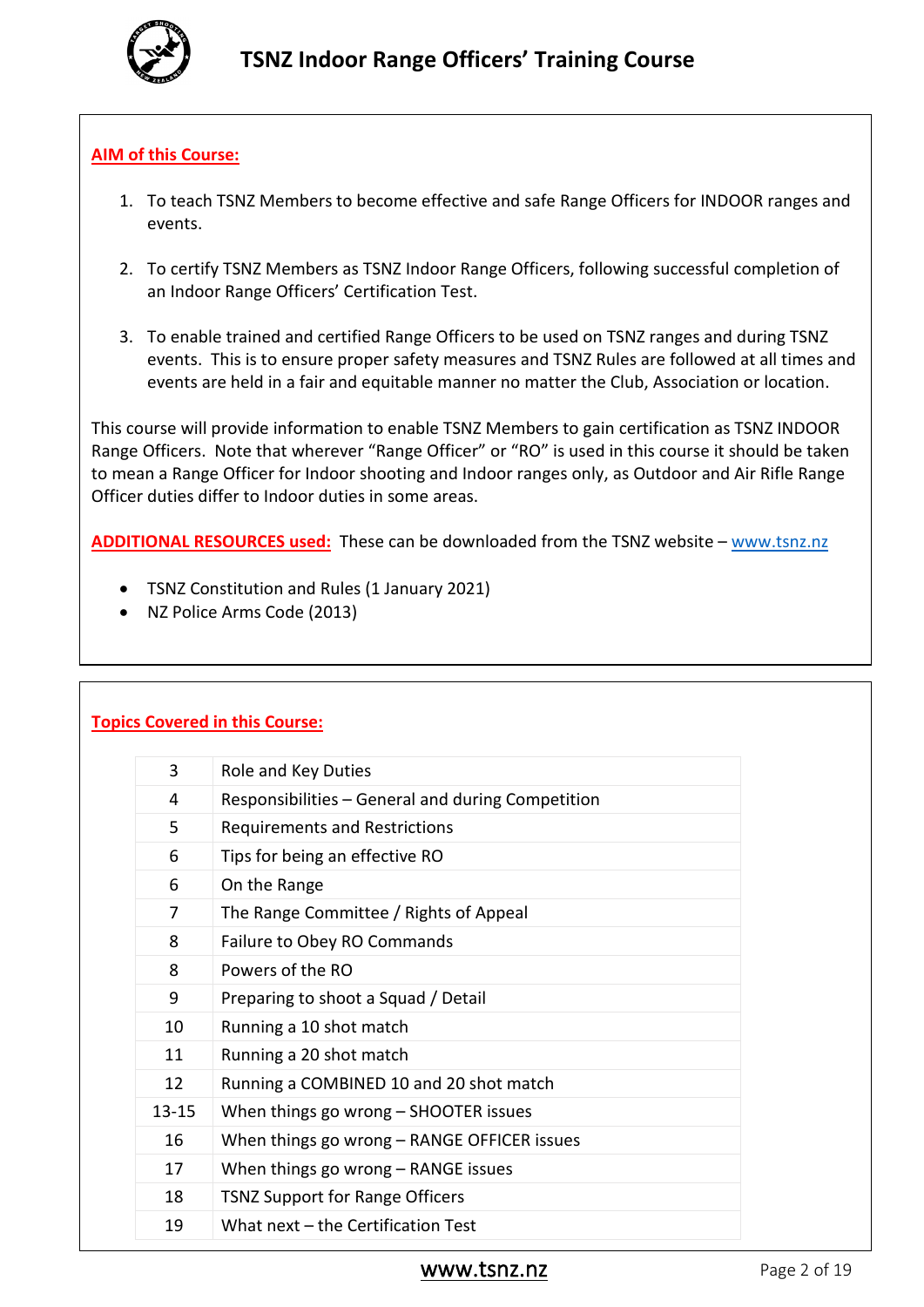**AIM of this Course:**

1. To teach TSNZ Members to become effective and safe Range Officers for INDOOR ranges and events.

2. To certify TSNZ Members as TSNZ Indoor Range Officers, following successful completion of an Indoor Range Officers' Certification Test.

3. To enable trained and certified Range Officers to be used on TSNZ ranges and during TSNZ events. This is to ensure proper safety measures and TSNZ Rules are followed at all times and events are held in a fair and equitable manner no matter the Club, Association or location.

This course will provide information to enable TSNZ Members to gain certification as TSNZ INDOOR Range Officers. Note that wherever "Range Officer" or "RO" is used in this course it should be taken to mean a Range Officer for Indoor shooting and Indoor ranges only, as Outdoor and Air Rifle Range Officer duties differ to Indoor duties in some areas.

**ADDITIONAL RESOURCES used:** These can be downloaded from the TSNZ website – www.tsnz.nz

- TSNZ Constitution and Rules (1 January 2021)
- NZ Police Arms Code (2013)

**Topics Covered in this Course:**

| | |
|---|---|
| 3 | Role and Key Duties |
| 4 | Responsibilities – General and during Competition |
| 5 | Requirements and Restrictions |
| 6 | Tips for being an effective RO |
| 6 | On the Range |
| 7 | The Range Committee / Rights of Appeal |
| 8 | Failure to Obey RO Commands |
| 8 | Powers of the RO |
| 9 | Preparing to shoot a Squad / Detail |
| 10 | Running a 10 shot match |
| 11 | Running a 20 shot match |
| 12 | Running a COMBINED 10 and 20 shot match |
| 13-15 | When things go wrong – SHOOTER issues |
| 16 | When things go wrong – RANGE OFFICER issues |
| 17 | When things go wrong – RANGE issues |
| 18 | TSNZ Support for Range Officers |
| 19 | What next – the Certification Test |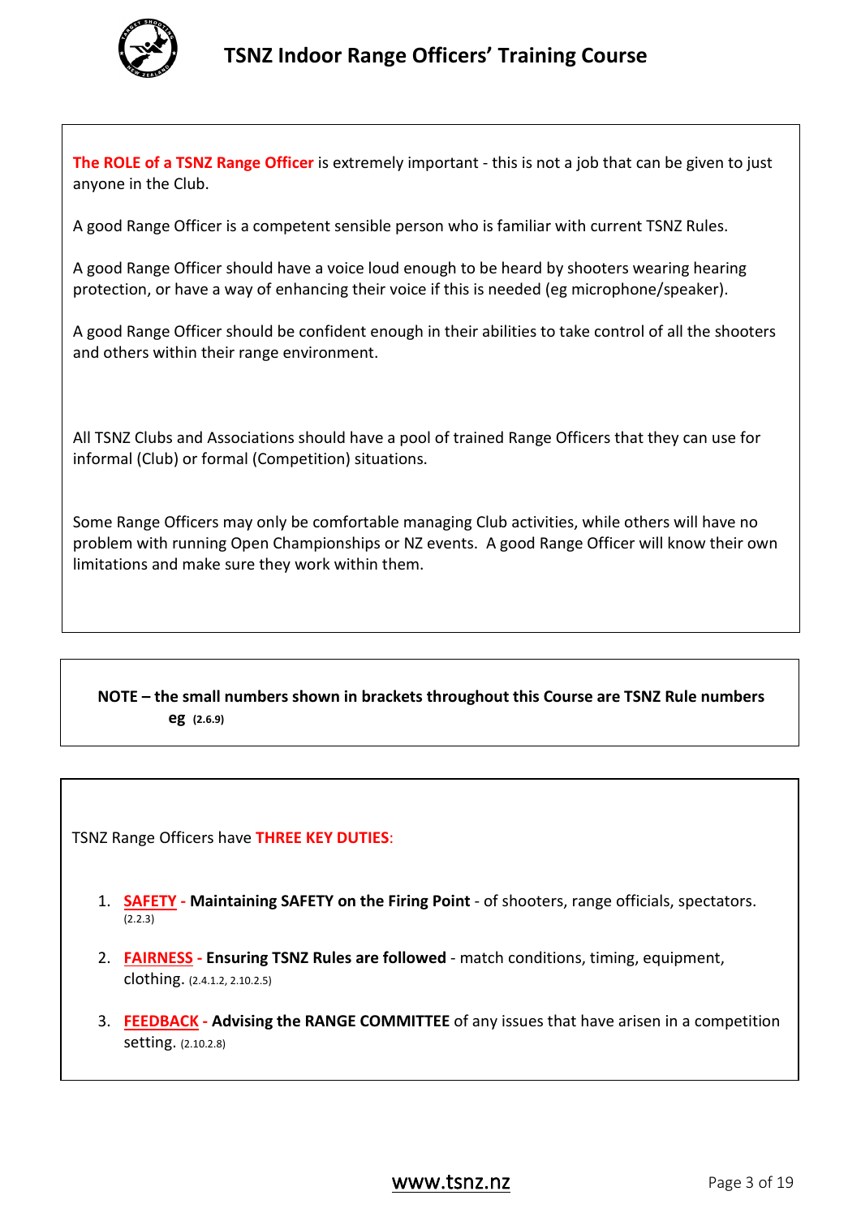**The ROLE of a TSNZ Range Officer** is extremely important - this is not a job that can be given to just anyone in the Club.

A good Range Officer is a competent sensible person who is familiar with current TSNZ Rules.

A good Range Officer should have a voice loud enough to be heard by shooters wearing hearing protection, or have a way of enhancing their voice if this is needed (eg microphone/speaker).

A good Range Officer should be confident enough in their abilities to take control of all the shooters and others within their range environment.

All TSNZ Clubs and Associations should have a pool of trained Range Officers that they can use for informal (Club) or formal (Competition) situations.

Some Range Officers may only be comfortable managing Club activities, while others will have no problem with running Open Championships or NZ events. A good Range Officer will know their own limitations and make sure they work within them.

**NOTE – the small numbers shown in brackets throughout this Course are TSNZ Rule numbers eg (2.6.9)**

TSNZ Range Officers have **THREE KEY DUTIES**:

1. **SAFETY - Maintaining SAFETY on the Firing Point** - of shooters, range officials, spectators. (2.2.3)
2. **FAIRNESS - Ensuring TSNZ Rules are followed** - match conditions, timing, equipment, clothing. (2.4.1.2, 2.10.2.5)
3. **FEEDBACK - Advising the RANGE COMMITTEE** of any issues that have arisen in a competition setting. (2.10.2.8)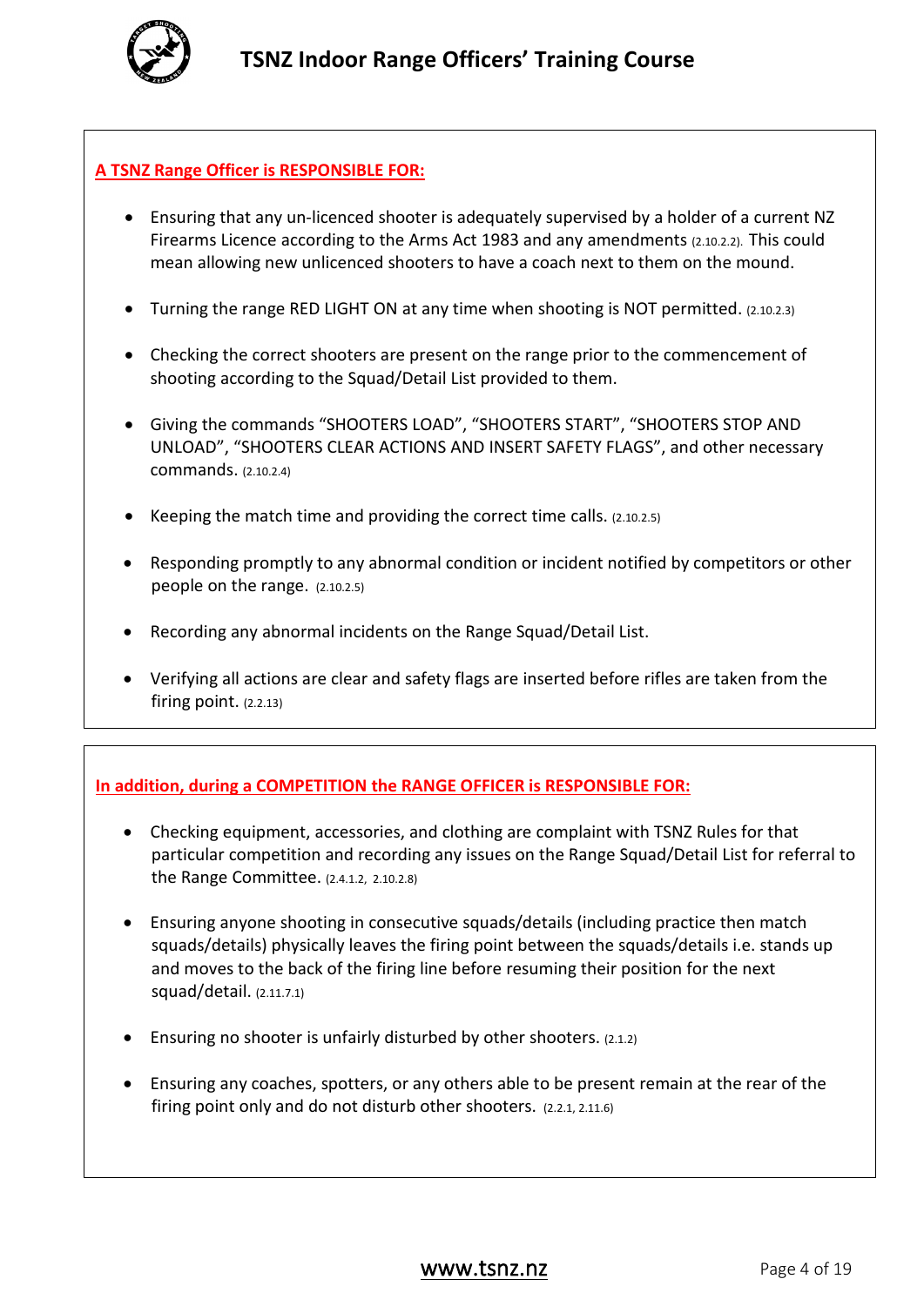**A TSNZ Range Officer is RESPONSIBLE FOR:**

- Ensuring that any un-licenced shooter is adequately supervised by a holder of a current NZ Firearms Licence according to the Arms Act 1983 and any amendments (2.10.2.2). This could mean allowing new unlicenced shooters to have a coach next to them on the mound.
- Turning the range RED LIGHT ON at any time when shooting is NOT permitted. (2.10.2.3)
- Checking the correct shooters are present on the range prior to the commencement of shooting according to the Squad/Detail List provided to them.
- Giving the commands "SHOOTERS LOAD", "SHOOTERS START", "SHOOTERS STOP AND UNLOAD", "SHOOTERS CLEAR ACTIONS AND INSERT SAFETY FLAGS", and other necessary commands. (2.10.2.4)
- Keeping the match time and providing the correct time calls. (2.10.2.5)
- Responding promptly to any abnormal condition or incident notified by competitors or other people on the range. (2.10.2.5)
- Recording any abnormal incidents on the Range Squad/Detail List.
- Verifying all actions are clear and safety flags are inserted before rifles are taken from the firing point. (2.2.13)

**In addition, during a COMPETITION the RANGE OFFICER is RESPONSIBLE FOR:**

- Checking equipment, accessories, and clothing are complaint with TSNZ Rules for that particular competition and recording any issues on the Range Squad/Detail List for referral to the Range Committee. (2.4.1.2, 2.10.2.8)
- Ensuring anyone shooting in consecutive squads/details (including practice then match squads/details) physically leaves the firing point between the squads/details i.e. stands up and moves to the back of the firing line before resuming their position for the next squad/detail. (2.11.7.1)
- Ensuring no shooter is unfairly disturbed by other shooters. (2.1.2)
- Ensuring any coaches, spotters, or any others able to be present remain at the rear of the firing point only and do not disturb other shooters. (2.2.1, 2.11.6)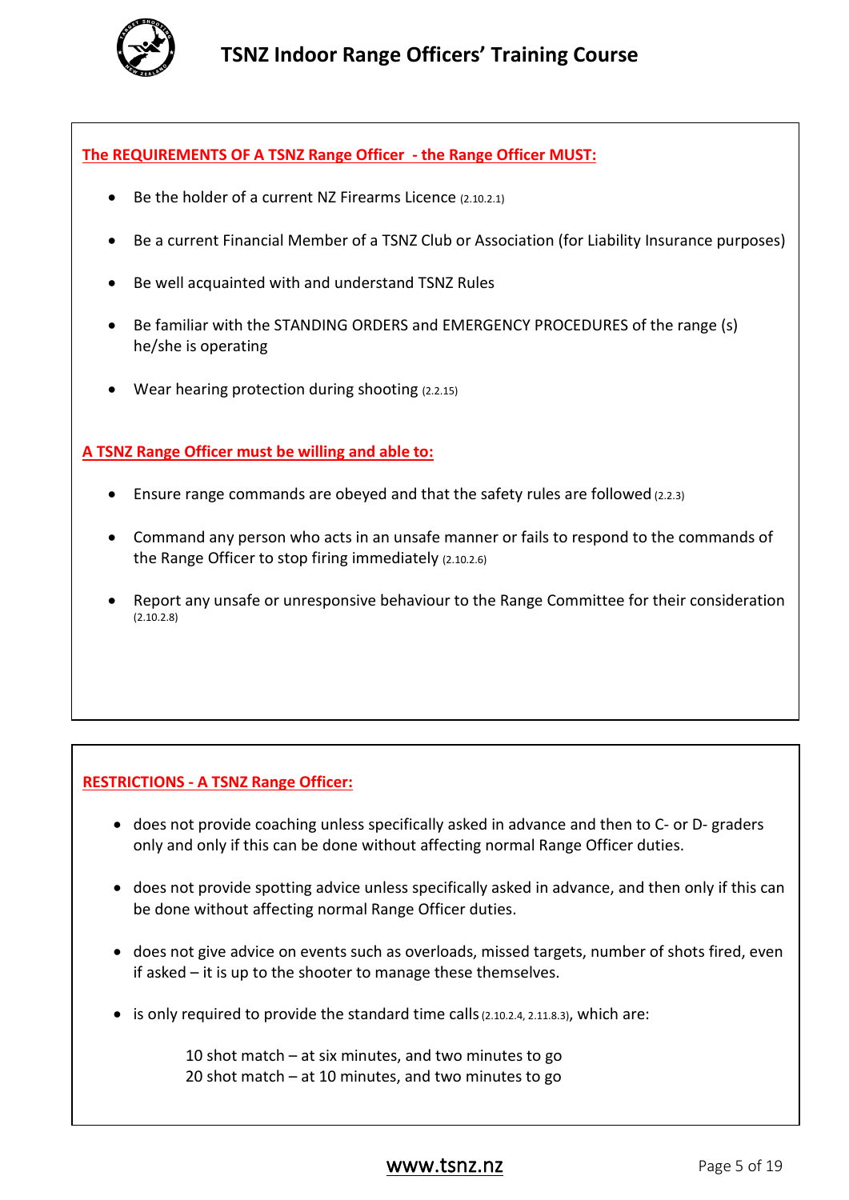## The REQUIREMENTS OF A TSNZ Range Officer - the Range Officer MUST:

- Be the holder of a current NZ Firearms Licence (2.10.2.1)
- Be a current Financial Member of a TSNZ Club or Association (for Liability Insurance purposes)
- Be well acquainted with and understand TSNZ Rules
- Be familiar with the STANDING ORDERS and EMERGENCY PROCEDURES of the range (s) he/she is operating
- Wear hearing protection during shooting (2.2.15)

## A TSNZ Range Officer must be willing and able to:

- Ensure range commands are obeyed and that the safety rules are followed (2.2.3)
- Command any person who acts in an unsafe manner or fails to respond to the commands of the Range Officer to stop firing immediately (2.10.2.6)
- Report any unsafe or unresponsive behaviour to the Range Committee for their consideration (2.10.2.8)

## RESTRICTIONS - A TSNZ Range Officer:

- does not provide coaching unless specifically asked in advance and then to C- or D- graders only and only if this can be done without affecting normal Range Officer duties.
- does not provide spotting advice unless specifically asked in advance, and then only if this can be done without affecting normal Range Officer duties.
- does not give advice on events such as overloads, missed targets, number of shots fired, even if asked – it is up to the shooter to manage these themselves.
- is only required to provide the standard time calls (2.10.2.4, 2.11.8.3), which are:

  10 shot match – at six minutes, and two minutes to go
  20 shot match – at 10 minutes, and two minutes to go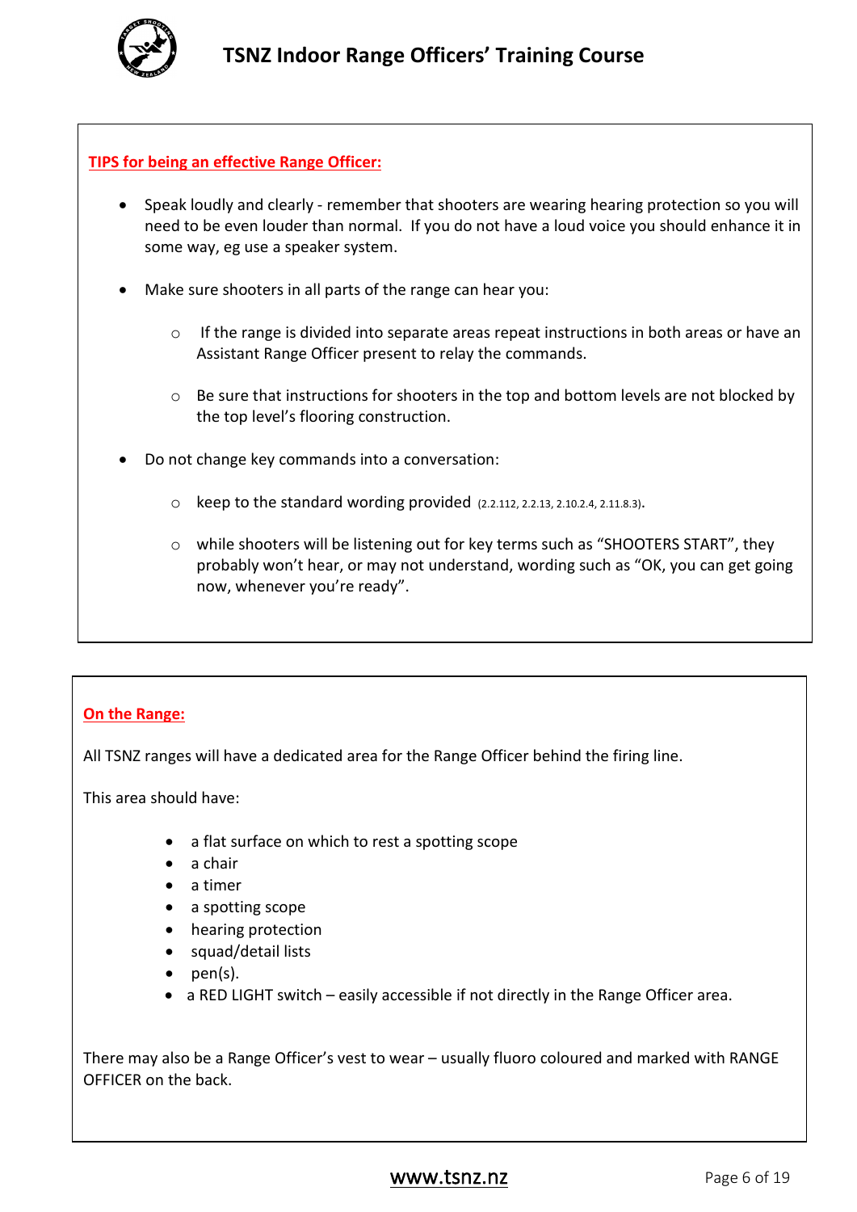**TIPS for being an effective Range Officer:**

- Speak loudly and clearly - remember that shooters are wearing hearing protection so you will need to be even louder than normal. If you do not have a loud voice you should enhance it in some way, eg use a speaker system.
- Make sure shooters in all parts of the range can hear you:
  - If the range is divided into separate areas repeat instructions in both areas or have an Assistant Range Officer present to relay the commands.
  - Be sure that instructions for shooters in the top and bottom levels are not blocked by the top level's flooring construction.
- Do not change key commands into a conversation:
  - keep to the standard wording provided (2.2.112, 2.2.13, 2.10.2.4, 2.11.8.3).
  - while shooters will be listening out for key terms such as "SHOOTERS START", they probably won't hear, or may not understand, wording such as "OK, you can get going now, whenever you're ready".

**On the Range:**

All TSNZ ranges will have a dedicated area for the Range Officer behind the firing line.

This area should have:

- a flat surface on which to rest a spotting scope
- a chair
- a timer
- a spotting scope
- hearing protection
- squad/detail lists
- pen(s).
- a RED LIGHT switch – easily accessible if not directly in the Range Officer area.

There may also be a Range Officer's vest to wear – usually fluoro coloured and marked with RANGE OFFICER on the back.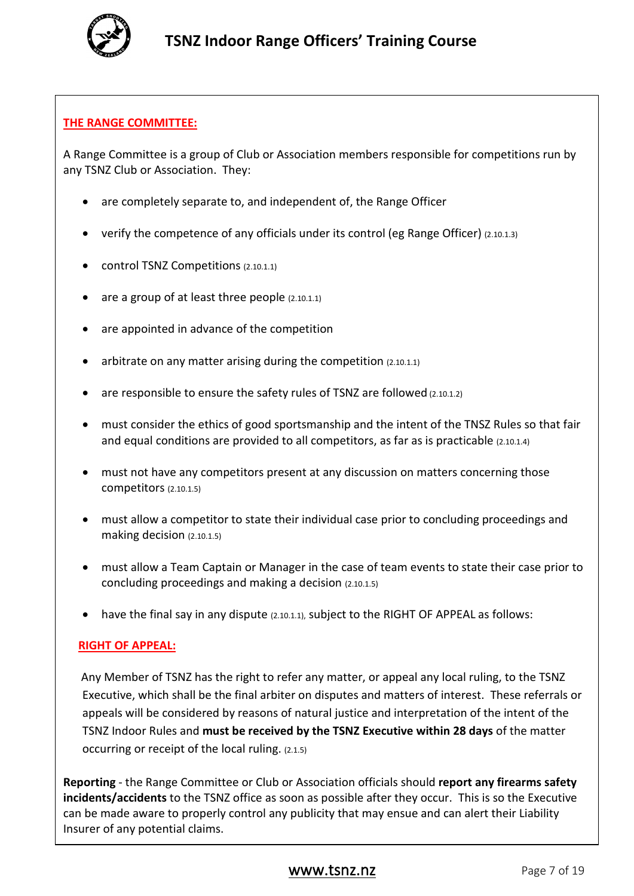## THE RANGE COMMITTEE:

A Range Committee is a group of Club or Association members responsible for competitions run by any TSNZ Club or Association. They:

- are completely separate to, and independent of, the Range Officer
- verify the competence of any officials under its control (eg Range Officer) (2.10.1.3)
- control TSNZ Competitions (2.10.1.1)
- are a group of at least three people (2.10.1.1)
- are appointed in advance of the competition
- arbitrate on any matter arising during the competition (2.10.1.1)
- are responsible to ensure the safety rules of TSNZ are followed (2.10.1.2)
- must consider the ethics of good sportsmanship and the intent of the TNSZ Rules so that fair and equal conditions are provided to all competitors, as far as is practicable (2.10.1.4)
- must not have any competitors present at any discussion on matters concerning those competitors (2.10.1.5)
- must allow a competitor to state their individual case prior to concluding proceedings and making decision (2.10.1.5)
- must allow a Team Captain or Manager in the case of team events to state their case prior to concluding proceedings and making a decision (2.10.1.5)
- have the final say in any dispute (2.10.1.1), subject to the RIGHT OF APPEAL as follows:

### RIGHT OF APPEAL:

Any Member of TSNZ has the right to refer any matter, or appeal any local ruling, to the TSNZ Executive, which shall be the final arbiter on disputes and matters of interest. These referrals or appeals will be considered by reasons of natural justice and interpretation of the intent of the TSNZ Indoor Rules and **must be received by the TSNZ Executive within 28 days** of the matter occurring or receipt of the local ruling. (2.1.5)

**Reporting** - the Range Committee or Club or Association officials should **report any firearms safety incidents/accidents** to the TSNZ office as soon as possible after they occur. This is so the Executive can be made aware to properly control any publicity that may ensue and can alert their Liability Insurer of any potential claims.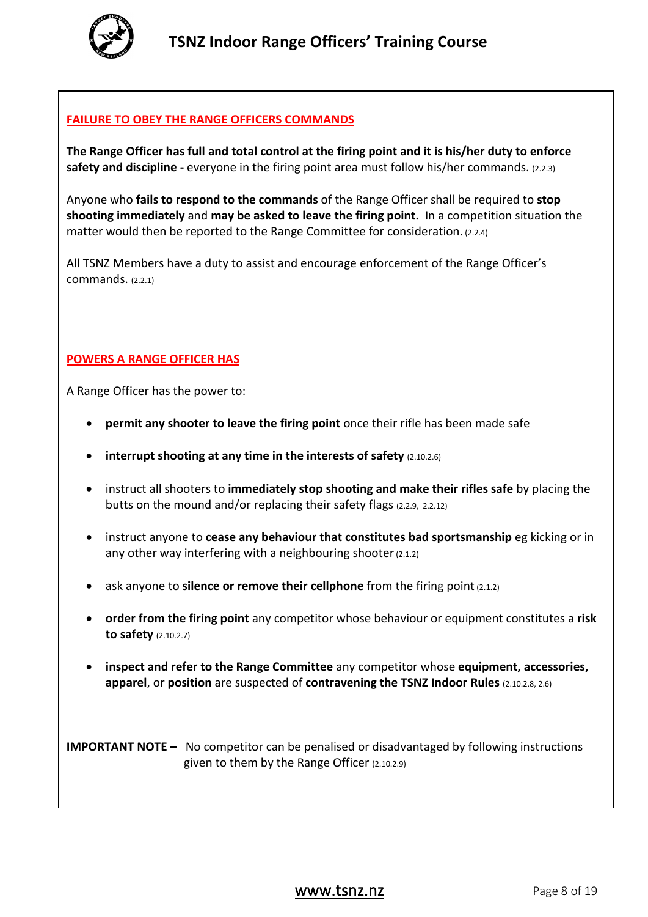## FAILURE TO OBEY THE RANGE OFFICERS COMMANDS

**The Range Officer has full and total control at the firing point and it is his/her duty to enforce safety and discipline -** everyone in the firing point area must follow his/her commands. (2.2.3)

Anyone who **fails to respond to the commands** of the Range Officer shall be required to **stop shooting immediately** and **may be asked to leave the firing point.** In a competition situation the matter would then be reported to the Range Committee for consideration. (2.2.4)

All TSNZ Members have a duty to assist and encourage enforcement of the Range Officer's commands. (2.2.1)

## POWERS A RANGE OFFICER HAS

A Range Officer has the power to:

- **permit any shooter to leave the firing point** once their rifle has been made safe
- **interrupt shooting at any time in the interests of safety** (2.10.2.6)
- instruct all shooters to **immediately stop shooting and make their rifles safe** by placing the butts on the mound and/or replacing their safety flags (2.2.9, 2.2.12)
- instruct anyone to **cease any behaviour that constitutes bad sportsmanship** eg kicking or in any other way interfering with a neighbouring shooter (2.1.2)
- ask anyone to **silence or remove their cellphone** from the firing point (2.1.2)
- **order from the firing point** any competitor whose behaviour or equipment constitutes a **risk to safety** (2.10.2.7)
- **inspect and refer to the Range Committee** any competitor whose **equipment, accessories, apparel**, or **position** are suspected of **contravening the TSNZ Indoor Rules** (2.10.2.8, 2.6)

**IMPORTANT NOTE –** No competitor can be penalised or disadvantaged by following instructions given to them by the Range Officer (2.10.2.9)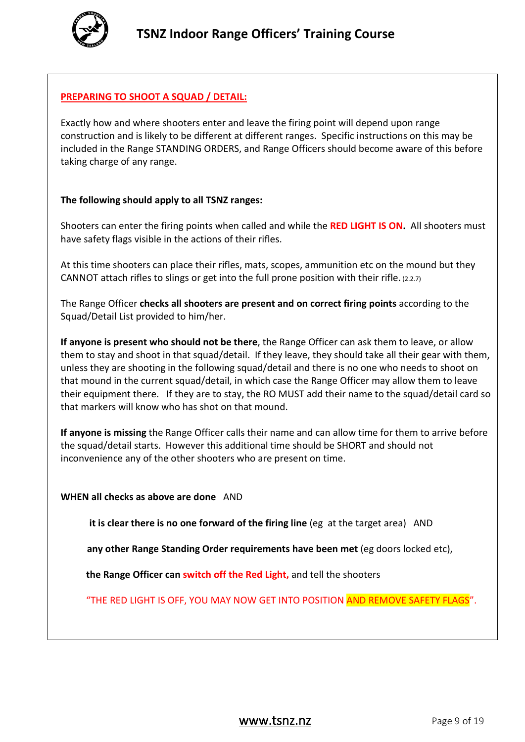## PREPARING TO SHOOT A SQUAD / DETAIL:

Exactly how and where shooters enter and leave the firing point will depend upon range construction and is likely to be different at different ranges. Specific instructions on this may be included in the Range STANDING ORDERS, and Range Officers should become aware of this before taking charge of any range.

**The following should apply to all TSNZ ranges:**

Shooters can enter the firing points when called and while the **RED LIGHT IS ON.** All shooters must have safety flags visible in the actions of their rifles.

At this time shooters can place their rifles, mats, scopes, ammunition etc on the mound but they CANNOT attach rifles to slings or get into the full prone position with their rifle. (2.2.7)

The Range Officer **checks all shooters are present and on correct firing points** according to the Squad/Detail List provided to him/her.

**If anyone is present who should not be there**, the Range Officer can ask them to leave, or allow them to stay and shoot in that squad/detail. If they leave, they should take all their gear with them, unless they are shooting in the following squad/detail and there is no one who needs to shoot on that mound in the current squad/detail, in which case the Range Officer may allow them to leave their equipment there. If they are to stay, the RO MUST add their name to the squad/detail card so that markers will know who has shot on that mound.

**If anyone is missing** the Range Officer calls their name and can allow time for them to arrive before the squad/detail starts. However this additional time should be SHORT and should not inconvenience any of the other shooters who are present on time.

**WHEN all checks as above are done** AND

**it is clear there is no one forward of the firing line** (eg at the target area) AND

**any other Range Standing Order requirements have been met** (eg doors locked etc),

**the Range Officer can switch off the Red Light,** and tell the shooters

"THE RED LIGHT IS OFF, YOU MAY NOW GET INTO POSITION AND REMOVE SAFETY FLAGS".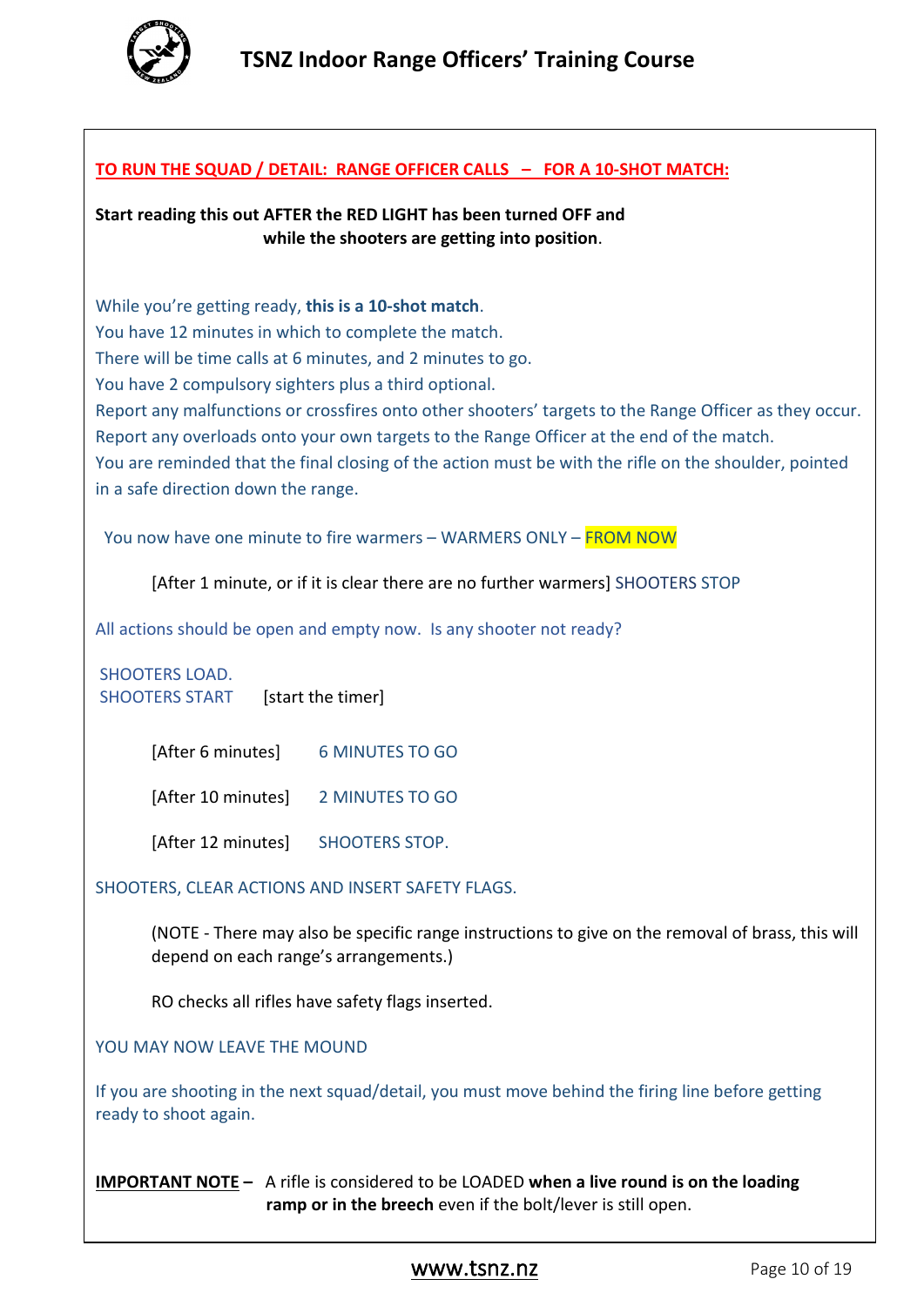**TO RUN THE SQUAD / DETAIL: RANGE OFFICER CALLS – FOR A 10-SHOT MATCH:**

**Start reading this out AFTER the RED LIGHT has been turned OFF and while the shooters are getting into position**.

While you're getting ready, **this is a 10-shot match**.
You have 12 minutes in which to complete the match.
There will be time calls at 6 minutes, and 2 minutes to go.
You have 2 compulsory sighters plus a third optional.
Report any malfunctions or crossfires onto other shooters' targets to the Range Officer as they occur.
Report any overloads onto your own targets to the Range Officer at the end of the match.
You are reminded that the final closing of the action must be with the rifle on the shoulder, pointed in a safe direction down the range.

You now have one minute to fire warmers – WARMERS ONLY – FROM NOW

[After 1 minute, or if it is clear there are no further warmers] SHOOTERS STOP

All actions should be open and empty now. Is any shooter not ready?

SHOOTERS LOAD.
SHOOTERS START [start the timer]

[After 6 minutes] 6 MINUTES TO GO

[After 10 minutes] 2 MINUTES TO GO

[After 12 minutes] SHOOTERS STOP.

SHOOTERS, CLEAR ACTIONS AND INSERT SAFETY FLAGS.

(NOTE - There may also be specific range instructions to give on the removal of brass, this will depend on each range's arrangements.)

RO checks all rifles have safety flags inserted.

YOU MAY NOW LEAVE THE MOUND

If you are shooting in the next squad/detail, you must move behind the firing line before getting ready to shoot again.

**IMPORTANT NOTE –** A rifle is considered to be LOADED **when a live round is on the loading ramp or in the breech** even if the bolt/lever is still open.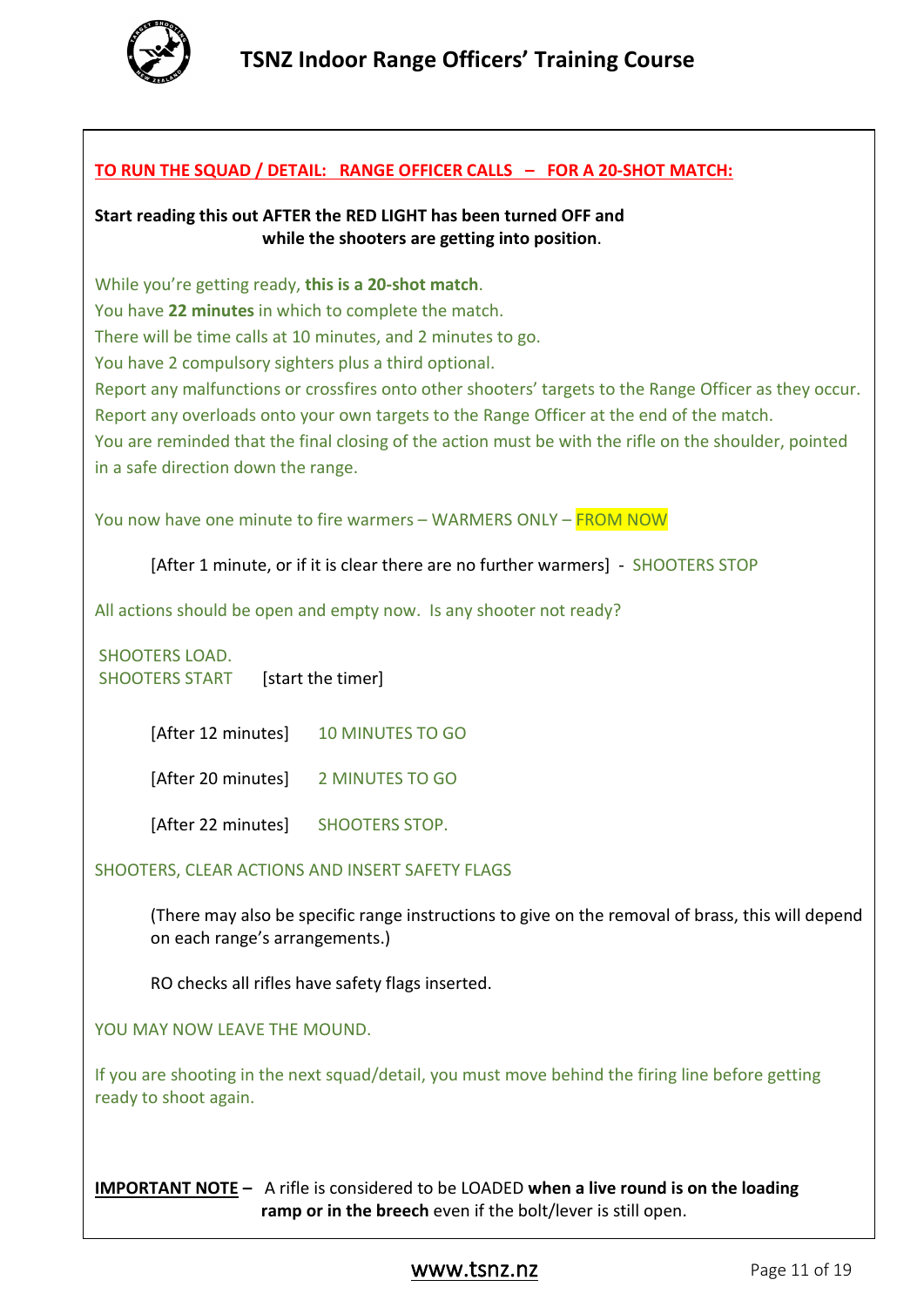## TO RUN THE SQUAD / DETAIL: RANGE OFFICER CALLS – FOR A 20-SHOT MATCH:

**Start reading this out AFTER the RED LIGHT has been turned OFF and while the shooters are getting into position.**

While you're getting ready, **this is a 20-shot match**.
You have **22 minutes** in which to complete the match.
There will be time calls at 10 minutes, and 2 minutes to go.
You have 2 compulsory sighters plus a third optional.
Report any malfunctions or crossfires onto other shooters' targets to the Range Officer as they occur.
Report any overloads onto your own targets to the Range Officer at the end of the match.
You are reminded that the final closing of the action must be with the rifle on the shoulder, pointed in a safe direction down the range.

You now have one minute to fire warmers – WARMERS ONLY – FROM NOW

[After 1 minute, or if it is clear there are no further warmers] - SHOOTERS STOP

All actions should be open and empty now. Is any shooter not ready?

SHOOTERS LOAD.
SHOOTERS START [start the timer]

[After 12 minutes] 10 MINUTES TO GO

[After 20 minutes] 2 MINUTES TO GO

[After 22 minutes] SHOOTERS STOP.

SHOOTERS, CLEAR ACTIONS AND INSERT SAFETY FLAGS

(There may also be specific range instructions to give on the removal of brass, this will depend on each range's arrangements.)

RO checks all rifles have safety flags inserted.

YOU MAY NOW LEAVE THE MOUND.

If you are shooting in the next squad/detail, you must move behind the firing line before getting ready to shoot again.

**IMPORTANT NOTE –** A rifle is considered to be LOADED **when a live round is on the loading ramp or in the breech** even if the bolt/lever is still open.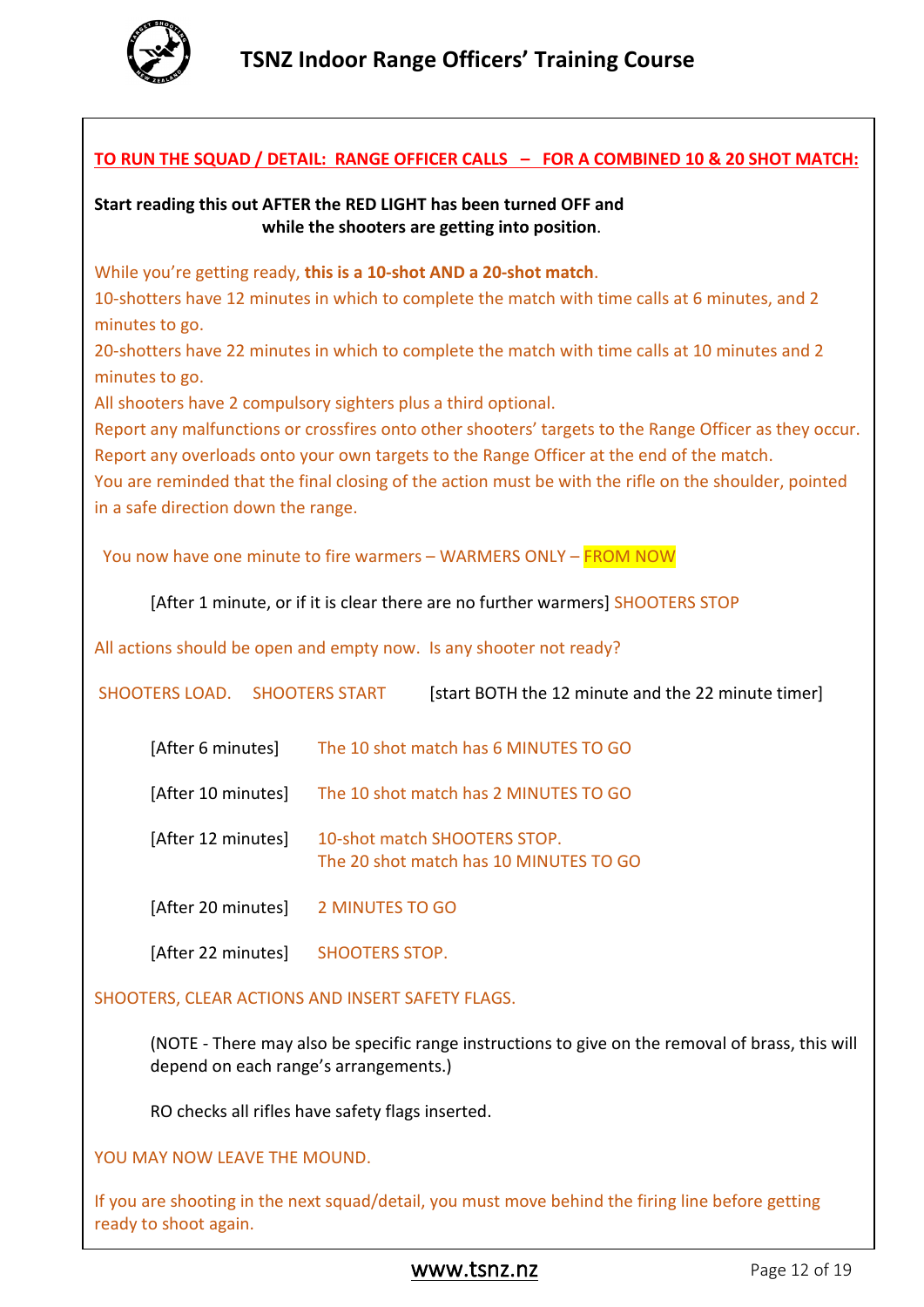**TO RUN THE SQUAD / DETAIL: RANGE OFFICER CALLS – FOR A COMBINED 10 & 20 SHOT MATCH:**

**Start reading this out AFTER the RED LIGHT has been turned OFF and while the shooters are getting into position.**

While you're getting ready, **this is a 10-shot AND a 20-shot match**.
10-shotters have 12 minutes in which to complete the match with time calls at 6 minutes, and 2 minutes to go.
20-shotters have 22 minutes in which to complete the match with time calls at 10 minutes and 2 minutes to go.
All shooters have 2 compulsory sighters plus a third optional.
Report any malfunctions or crossfires onto other shooters' targets to the Range Officer as they occur.
Report any overloads onto your own targets to the Range Officer at the end of the match.
You are reminded that the final closing of the action must be with the rifle on the shoulder, pointed in a safe direction down the range.

You now have one minute to fire warmers – WARMERS ONLY – FROM NOW

[After 1 minute, or if it is clear there are no further warmers] SHOOTERS STOP

All actions should be open and empty now. Is any shooter not ready?

SHOOTERS LOAD. SHOOTERS START [start BOTH the 12 minute and the 22 minute timer]

| | |
|---|---|
| [After 6 minutes] | The 10 shot match has 6 MINUTES TO GO |
| [After 10 minutes] | The 10 shot match has 2 MINUTES TO GO |
| [After 12 minutes] | 10-shot match SHOOTERS STOP.<br>The 20 shot match has 10 MINUTES TO GO |
| [After 20 minutes] | 2 MINUTES TO GO |
| [After 22 minutes] | SHOOTERS STOP. |

SHOOTERS, CLEAR ACTIONS AND INSERT SAFETY FLAGS.

(NOTE - There may also be specific range instructions to give on the removal of brass, this will depend on each range's arrangements.)

RO checks all rifles have safety flags inserted.

YOU MAY NOW LEAVE THE MOUND.

If you are shooting in the next squad/detail, you must move behind the firing line before getting ready to shoot again.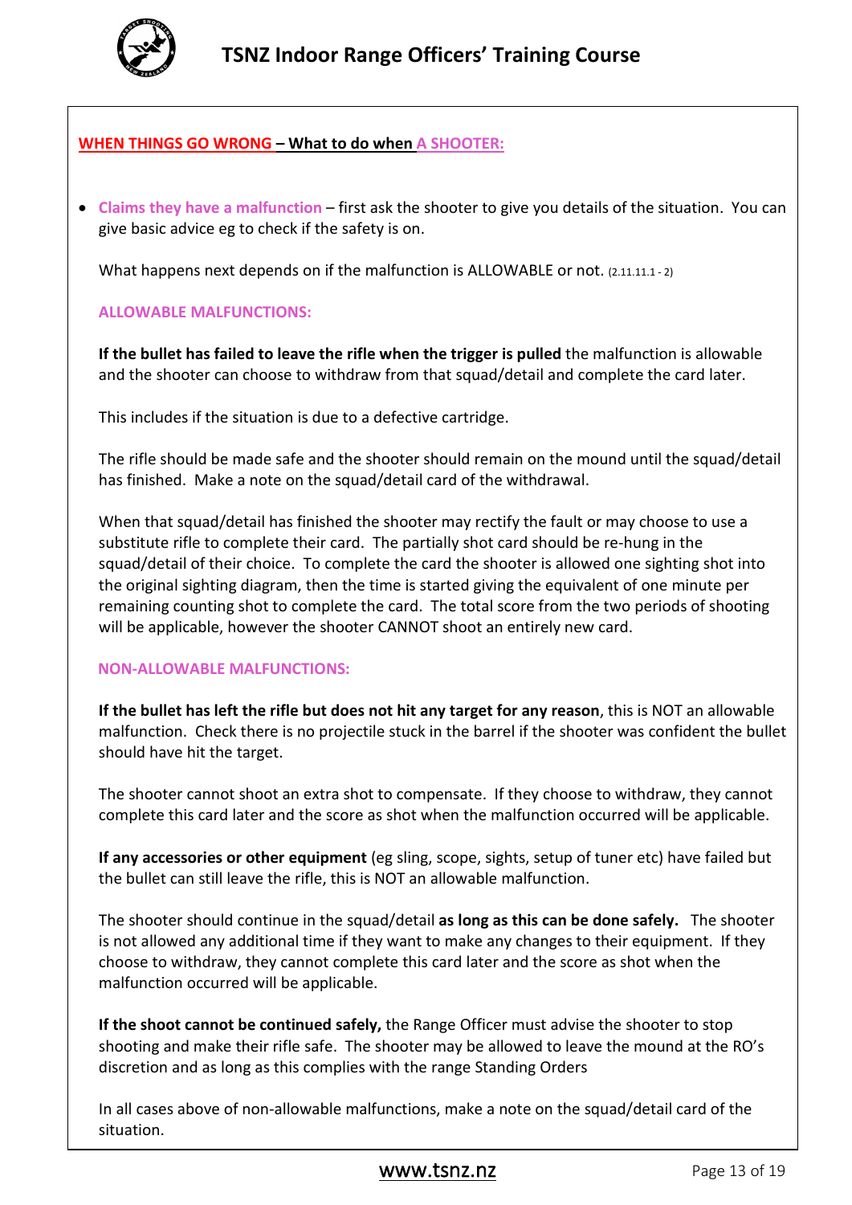## WHEN THINGS GO WRONG – What to do when A SHOOTER:

- **Claims they have a malfunction** – first ask the shooter to give you details of the situation. You can give basic advice eg to check if the safety is on.

  What happens next depends on if the malfunction is ALLOWABLE or not. (2.11.11.1 - 2)

  **ALLOWABLE MALFUNCTIONS:**

  **If the bullet has failed to leave the rifle when the trigger is pulled** the malfunction is allowable and the shooter can choose to withdraw from that squad/detail and complete the card later.

  This includes if the situation is due to a defective cartridge.

  The rifle should be made safe and the shooter should remain on the mound until the squad/detail has finished. Make a note on the squad/detail card of the withdrawal.

  When that squad/detail has finished the shooter may rectify the fault or may choose to use a substitute rifle to complete their card. The partially shot card should be re-hung in the squad/detail of their choice. To complete the card the shooter is allowed one sighting shot into the original sighting diagram, then the time is started giving the equivalent of one minute per remaining counting shot to complete the card. The total score from the two periods of shooting will be applicable, however the shooter CANNOT shoot an entirely new card.

  **NON-ALLOWABLE MALFUNCTIONS:**

  **If the bullet has left the rifle but does not hit any target for any reason**, this is NOT an allowable malfunction. Check there is no projectile stuck in the barrel if the shooter was confident the bullet should have hit the target.

  The shooter cannot shoot an extra shot to compensate. If they choose to withdraw, they cannot complete this card later and the score as shot when the malfunction occurred will be applicable.

  **If any accessories or other equipment** (eg sling, scope, sights, setup of tuner etc) have failed but the bullet can still leave the rifle, this is NOT an allowable malfunction.

  The shooter should continue in the squad/detail **as long as this can be done safely.** The shooter is not allowed any additional time if they want to make any changes to their equipment. If they choose to withdraw, they cannot complete this card later and the score as shot when the malfunction occurred will be applicable.

  **If the shoot cannot be continued safely,** the Range Officer must advise the shooter to stop shooting and make their rifle safe. The shooter may be allowed to leave the mound at the RO's discretion and as long as this complies with the range Standing Orders

  In all cases above of non-allowable malfunctions, make a note on the squad/detail card of the situation.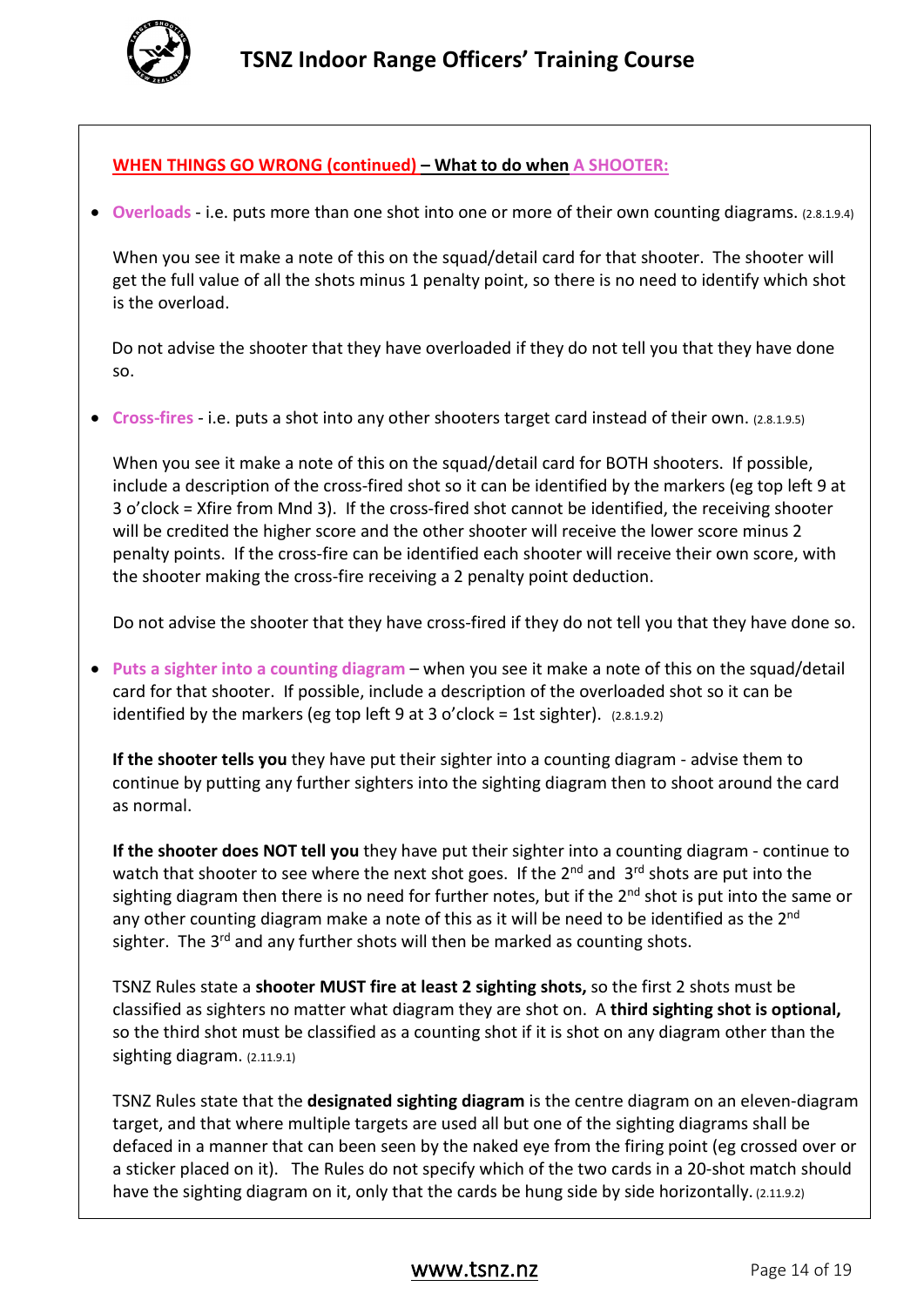**WHEN THINGS GO WRONG (continued) – What to do when A SHOOTER:**

- **Overloads** - i.e. puts more than one shot into one or more of their own counting diagrams. (2.8.1.9.4)

  When you see it make a note of this on the squad/detail card for that shooter. The shooter will get the full value of all the shots minus 1 penalty point, so there is no need to identify which shot is the overload.

  Do not advise the shooter that they have overloaded if they do not tell you that they have done so.

- **Cross-fires** - i.e. puts a shot into any other shooters target card instead of their own. (2.8.1.9.5)

  When you see it make a note of this on the squad/detail card for BOTH shooters. If possible, include a description of the cross-fired shot so it can be identified by the markers (eg top left 9 at 3 o'clock = Xfire from Mnd 3). If the cross-fired shot cannot be identified, the receiving shooter will be credited the higher score and the other shooter will receive the lower score minus 2 penalty points. If the cross-fire can be identified each shooter will receive their own score, with the shooter making the cross-fire receiving a 2 penalty point deduction.

  Do not advise the shooter that they have cross-fired if they do not tell you that they have done so.

- **Puts a sighter into a counting diagram** – when you see it make a note of this on the squad/detail card for that shooter. If possible, include a description of the overloaded shot so it can be identified by the markers (eg top left 9 at 3 o'clock = 1st sighter). (2.8.1.9.2)

  **If the shooter tells you** they have put their sighter into a counting diagram - advise them to continue by putting any further sighters into the sighting diagram then to shoot around the card as normal.

  **If the shooter does NOT tell you** they have put their sighter into a counting diagram - continue to watch that shooter to see where the next shot goes. If the 2nd and 3rd shots are put into the sighting diagram then there is no need for further notes, but if the 2nd shot is put into the same or any other counting diagram make a note of this as it will be need to be identified as the 2nd sighter. The 3rd and any further shots will then be marked as counting shots.

  TSNZ Rules state a **shooter MUST fire at least 2 sighting shots,** so the first 2 shots must be classified as sighters no matter what diagram they are shot on. A **third sighting shot is optional,** so the third shot must be classified as a counting shot if it is shot on any diagram other than the sighting diagram. (2.11.9.1)

  TSNZ Rules state that the **designated sighting diagram** is the centre diagram on an eleven-diagram target, and that where multiple targets are used all but one of the sighting diagrams shall be defaced in a manner that can been seen by the naked eye from the firing point (eg crossed over or a sticker placed on it). The Rules do not specify which of the two cards in a 20-shot match should have the sighting diagram on it, only that the cards be hung side by side horizontally. (2.11.9.2)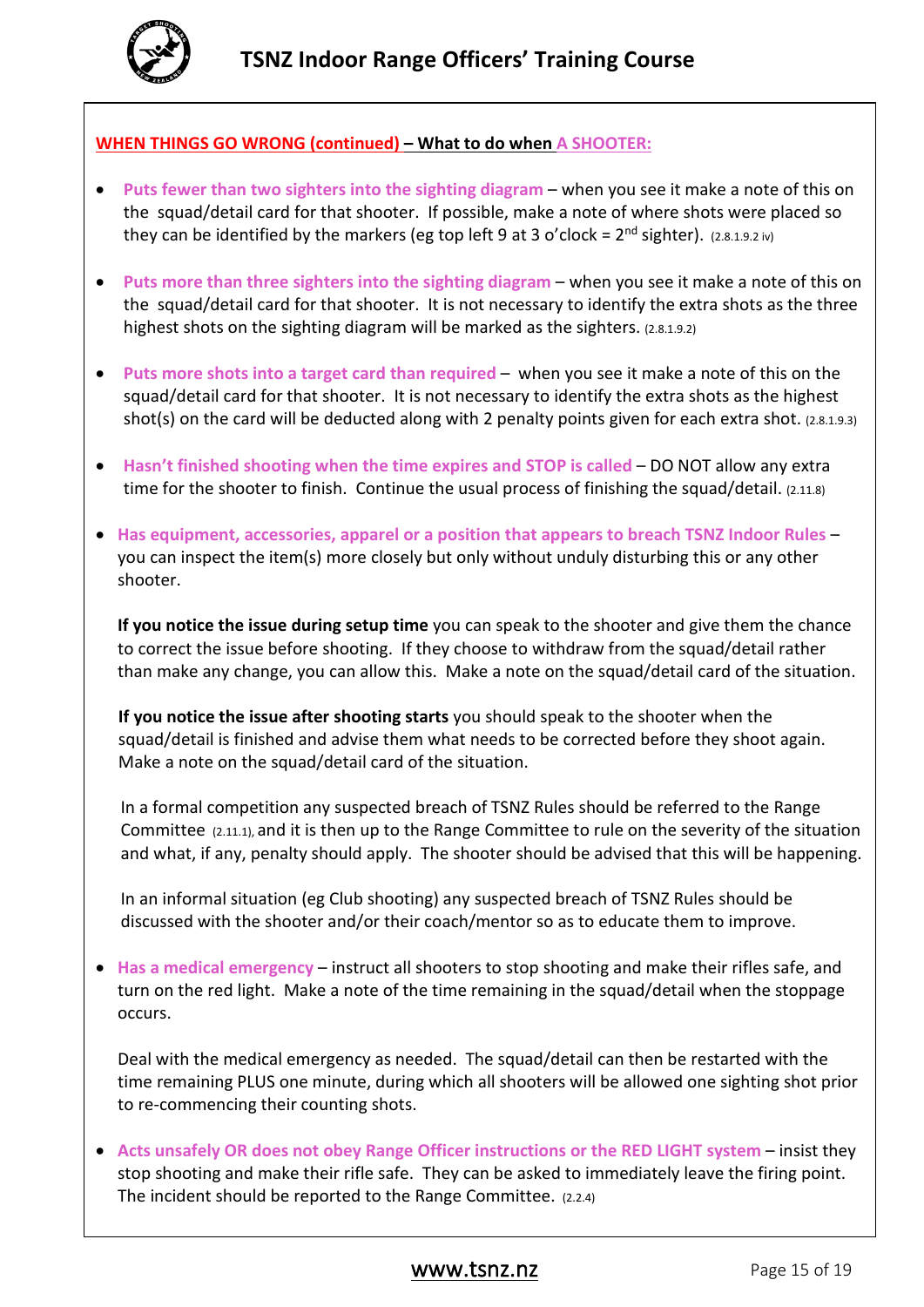**WHEN THINGS GO WRONG (continued) – What to do when A SHOOTER:**

- **Puts fewer than two sighters into the sighting diagram** – when you see it make a note of this on the squad/detail card for that shooter. If possible, make a note of where shots were placed so they can be identified by the markers (eg top left 9 at 3 o'clock = 2nd sighter). (2.8.1.9.2 iv)

- **Puts more than three sighters into the sighting diagram** – when you see it make a note of this on the squad/detail card for that shooter. It is not necessary to identify the extra shots as the three highest shots on the sighting diagram will be marked as the sighters. (2.8.1.9.2)

- **Puts more shots into a target card than required** – when you see it make a note of this on the squad/detail card for that shooter. It is not necessary to identify the extra shots as the highest shot(s) on the card will be deducted along with 2 penalty points given for each extra shot. (2.8.1.9.3)

- **Hasn't finished shooting when the time expires and STOP is called** – DO NOT allow any extra time for the shooter to finish. Continue the usual process of finishing the squad/detail. (2.11.8)

- **Has equipment, accessories, apparel or a position that appears to breach TSNZ Indoor Rules** – you can inspect the item(s) more closely but only without unduly disturbing this or any other shooter.

  **If you notice the issue during setup time** you can speak to the shooter and give them the chance to correct the issue before shooting. If they choose to withdraw from the squad/detail rather than make any change, you can allow this. Make a note on the squad/detail card of the situation.

  **If you notice the issue after shooting starts** you should speak to the shooter when the squad/detail is finished and advise them what needs to be corrected before they shoot again. Make a note on the squad/detail card of the situation.

  In a formal competition any suspected breach of TSNZ Rules should be referred to the Range Committee (2.11.1), and it is then up to the Range Committee to rule on the severity of the situation and what, if any, penalty should apply. The shooter should be advised that this will be happening.

  In an informal situation (eg Club shooting) any suspected breach of TSNZ Rules should be discussed with the shooter and/or their coach/mentor so as to educate them to improve.

- **Has a medical emergency** – instruct all shooters to stop shooting and make their rifles safe, and turn on the red light. Make a note of the time remaining in the squad/detail when the stoppage occurs.

  Deal with the medical emergency as needed. The squad/detail can then be restarted with the time remaining PLUS one minute, during which all shooters will be allowed one sighting shot prior to re-commencing their counting shots.

- **Acts unsafely OR does not obey Range Officer instructions or the RED LIGHT system** – insist they stop shooting and make their rifle safe. They can be asked to immediately leave the firing point. The incident should be reported to the Range Committee. (2.2.4)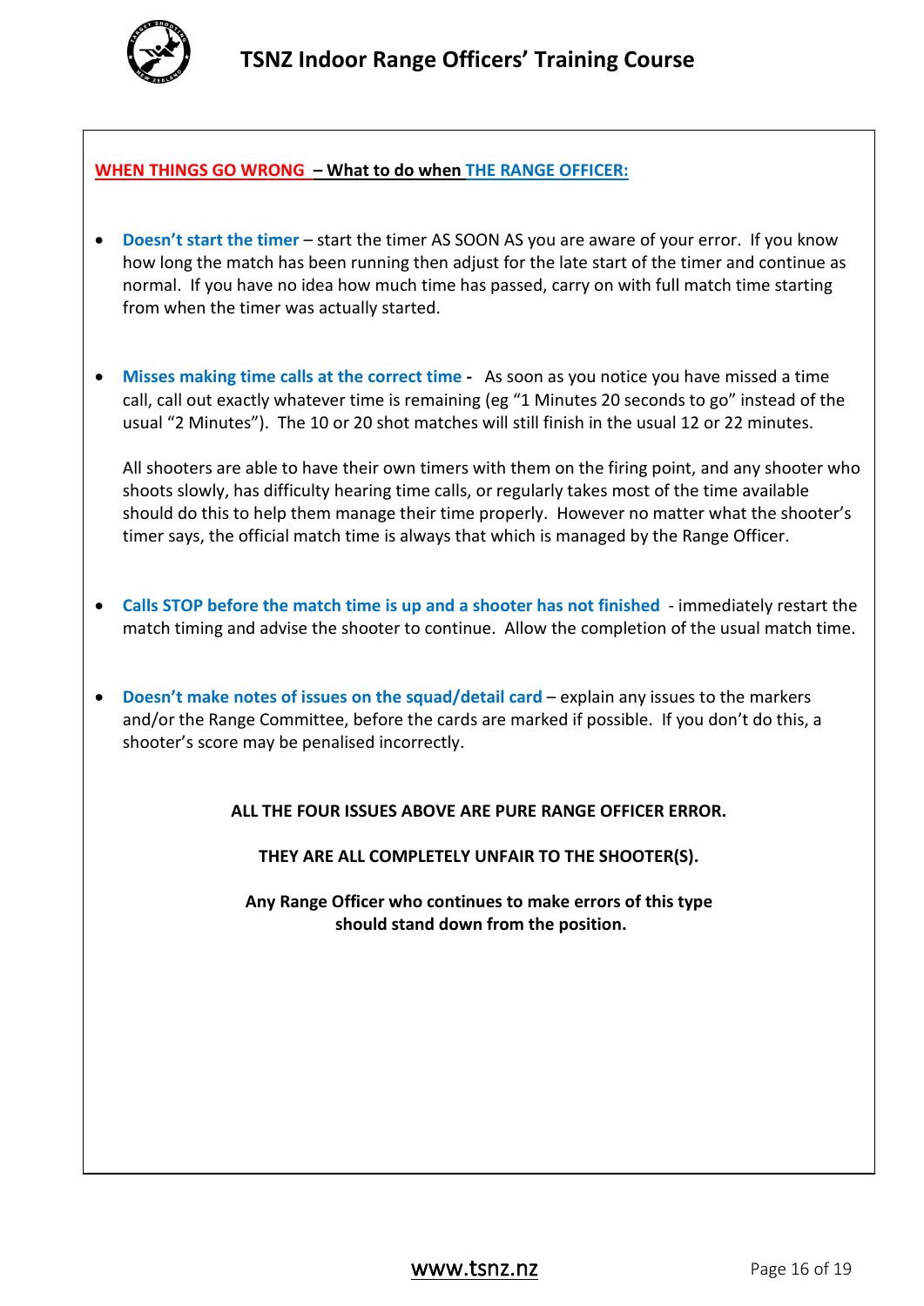**WHEN THINGS GO WRONG – What to do when THE RANGE OFFICER:**

- **Doesn't start the timer** – start the timer AS SOON AS you are aware of your error. If you know how long the match has been running then adjust for the late start of the timer and continue as normal. If you have no idea how much time has passed, carry on with full match time starting from when the timer was actually started.

- **Misses making time calls at the correct time** - As soon as you notice you have missed a time call, call out exactly whatever time is remaining (eg "1 Minutes 20 seconds to go" instead of the usual "2 Minutes"). The 10 or 20 shot matches will still finish in the usual 12 or 22 minutes.

  All shooters are able to have their own timers with them on the firing point, and any shooter who shoots slowly, has difficulty hearing time calls, or regularly takes most of the time available should do this to help them manage their time properly. However no matter what the shooter's timer says, the official match time is always that which is managed by the Range Officer.

- **Calls STOP before the match time is up and a shooter has not finished** - immediately restart the match timing and advise the shooter to continue. Allow the completion of the usual match time.

- **Doesn't make notes of issues on the squad/detail card** – explain any issues to the markers and/or the Range Committee, before the cards are marked if possible. If you don't do this, a shooter's score may be penalised incorrectly.

**ALL THE FOUR ISSUES ABOVE ARE PURE RANGE OFFICER ERROR.**

**THEY ARE ALL COMPLETELY UNFAIR TO THE SHOOTER(S).**

**Any Range Officer who continues to make errors of this type should stand down from the position.**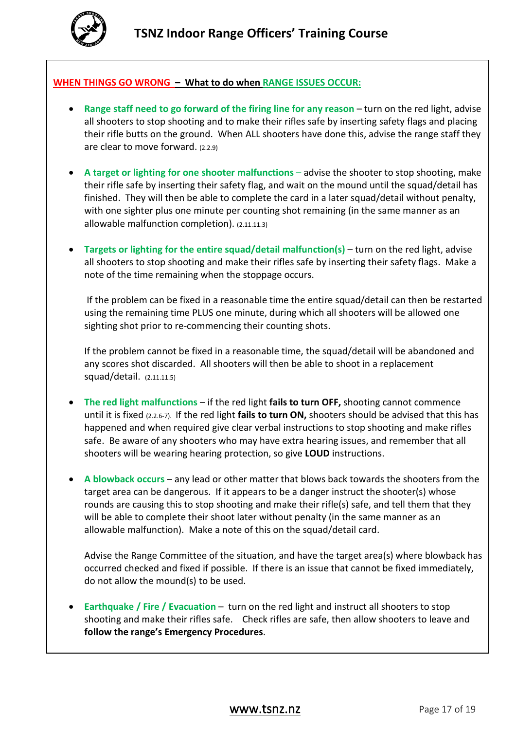## WHEN THINGS GO WRONG – What to do when RANGE ISSUES OCCUR:

- **Range staff need to go forward of the firing line for any reason** – turn on the red light, advise all shooters to stop shooting and to make their rifles safe by inserting safety flags and placing their rifle butts on the ground. When ALL shooters have done this, advise the range staff they are clear to move forward. (2.2.9)

- **A target or lighting for one shooter malfunctions** – advise the shooter to stop shooting, make their rifle safe by inserting their safety flag, and wait on the mound until the squad/detail has finished. They will then be able to complete the card in a later squad/detail without penalty, with one sighter plus one minute per counting shot remaining (in the same manner as an allowable malfunction completion). (2.11.11.3)

- **Targets or lighting for the entire squad/detail malfunction(s)** – turn on the red light, advise all shooters to stop shooting and make their rifles safe by inserting their safety flags. Make a note of the time remaining when the stoppage occurs.

  If the problem can be fixed in a reasonable time the entire squad/detail can then be restarted using the remaining time PLUS one minute, during which all shooters will be allowed one sighting shot prior to re-commencing their counting shots.

  If the problem cannot be fixed in a reasonable time, the squad/detail will be abandoned and any scores shot discarded. All shooters will then be able to shoot in a replacement squad/detail. (2.11.11.5)

- **The red light malfunctions** – if the red light **fails to turn OFF,** shooting cannot commence until it is fixed (2.2.6-7). If the red light **fails to turn ON,** shooters should be advised that this has happened and when required give clear verbal instructions to stop shooting and make rifles safe. Be aware of any shooters who may have extra hearing issues, and remember that all shooters will be wearing hearing protection, so give **LOUD** instructions.

- **A blowback occurs** – any lead or other matter that blows back towards the shooters from the target area can be dangerous. If it appears to be a danger instruct the shooter(s) whose rounds are causing this to stop shooting and make their rifle(s) safe, and tell them that they will be able to complete their shoot later without penalty (in the same manner as an allowable malfunction). Make a note of this on the squad/detail card.

  Advise the Range Committee of the situation, and have the target area(s) where blowback has occurred checked and fixed if possible. If there is an issue that cannot be fixed immediately, do not allow the mound(s) to be used.

- **Earthquake / Fire / Evacuation** – turn on the red light and instruct all shooters to stop shooting and make their rifles safe. Check rifles are safe, then allow shooters to leave and **follow the range's Emergency Procedures**.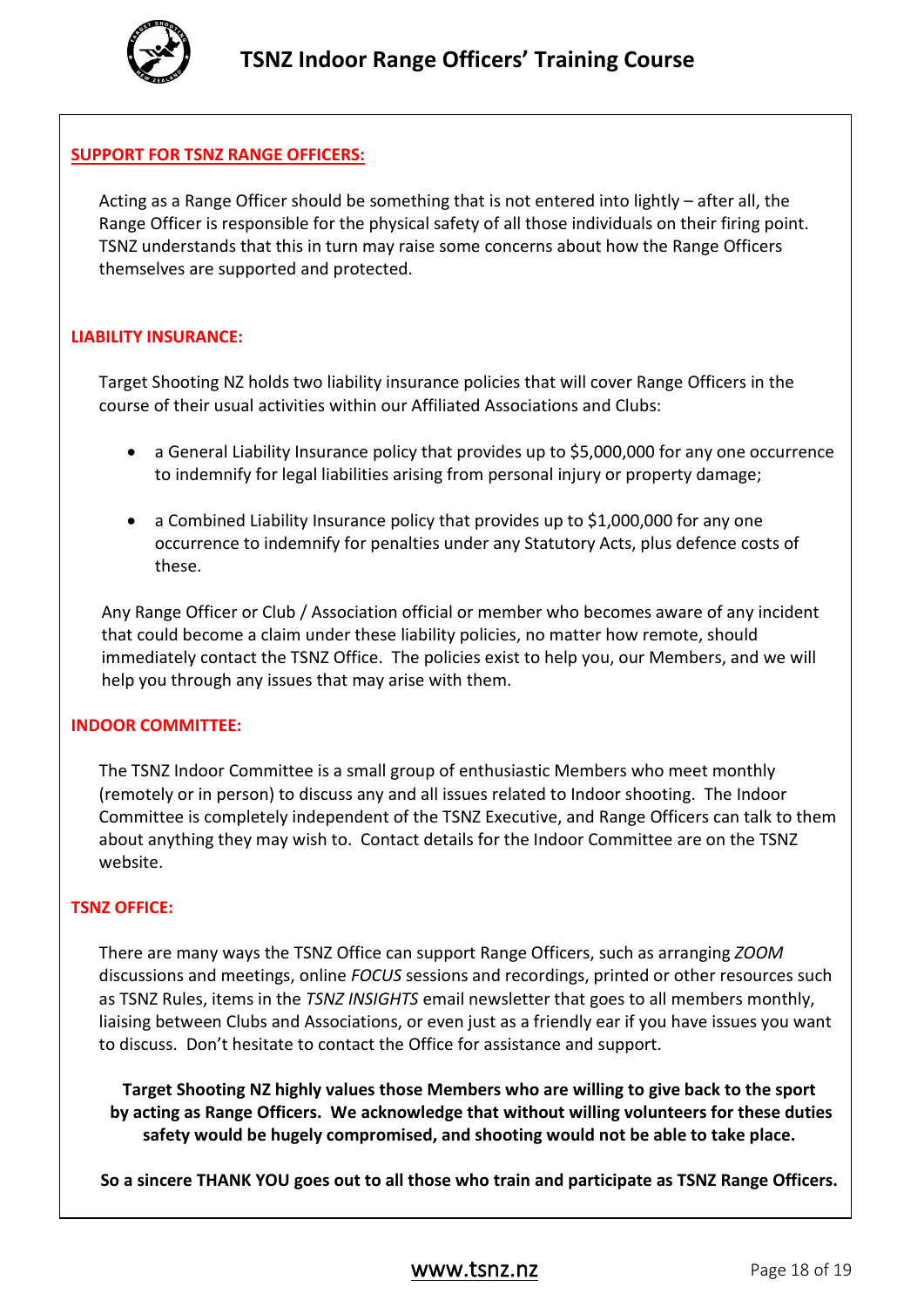## SUPPORT FOR TSNZ RANGE OFFICERS:

Acting as a Range Officer should be something that is not entered into lightly – after all, the Range Officer is responsible for the physical safety of all those individuals on their firing point. TSNZ understands that this in turn may raise some concerns about how the Range Officers themselves are supported and protected.

### LIABILITY INSURANCE:

Target Shooting NZ holds two liability insurance policies that will cover Range Officers in the course of their usual activities within our Affiliated Associations and Clubs:

- a General Liability Insurance policy that provides up to $5,000,000 for any one occurrence to indemnify for legal liabilities arising from personal injury or property damage;
- a Combined Liability Insurance policy that provides up to $1,000,000 for any one occurrence to indemnify for penalties under any Statutory Acts, plus defence costs of these.

Any Range Officer or Club / Association official or member who becomes aware of any incident that could become a claim under these liability policies, no matter how remote, should immediately contact the TSNZ Office. The policies exist to help you, our Members, and we will help you through any issues that may arise with them.

### INDOOR COMMITTEE:

The TSNZ Indoor Committee is a small group of enthusiastic Members who meet monthly (remotely or in person) to discuss any and all issues related to Indoor shooting. The Indoor Committee is completely independent of the TSNZ Executive, and Range Officers can talk to them about anything they may wish to. Contact details for the Indoor Committee are on the TSNZ website.

### TSNZ OFFICE:

There are many ways the TSNZ Office can support Range Officers, such as arranging *ZOOM* discussions and meetings, online *FOCUS* sessions and recordings, printed or other resources such as TSNZ Rules, items in the *TSNZ INSIGHTS* email newsletter that goes to all members monthly, liaising between Clubs and Associations, or even just as a friendly ear if you have issues you want to discuss. Don't hesitate to contact the Office for assistance and support.

**Target Shooting NZ highly values those Members who are willing to give back to the sport by acting as Range Officers. We acknowledge that without willing volunteers for these duties safety would be hugely compromised, and shooting would not be able to take place.**

**So a sincere THANK YOU goes out to all those who train and participate as TSNZ Range Officers.**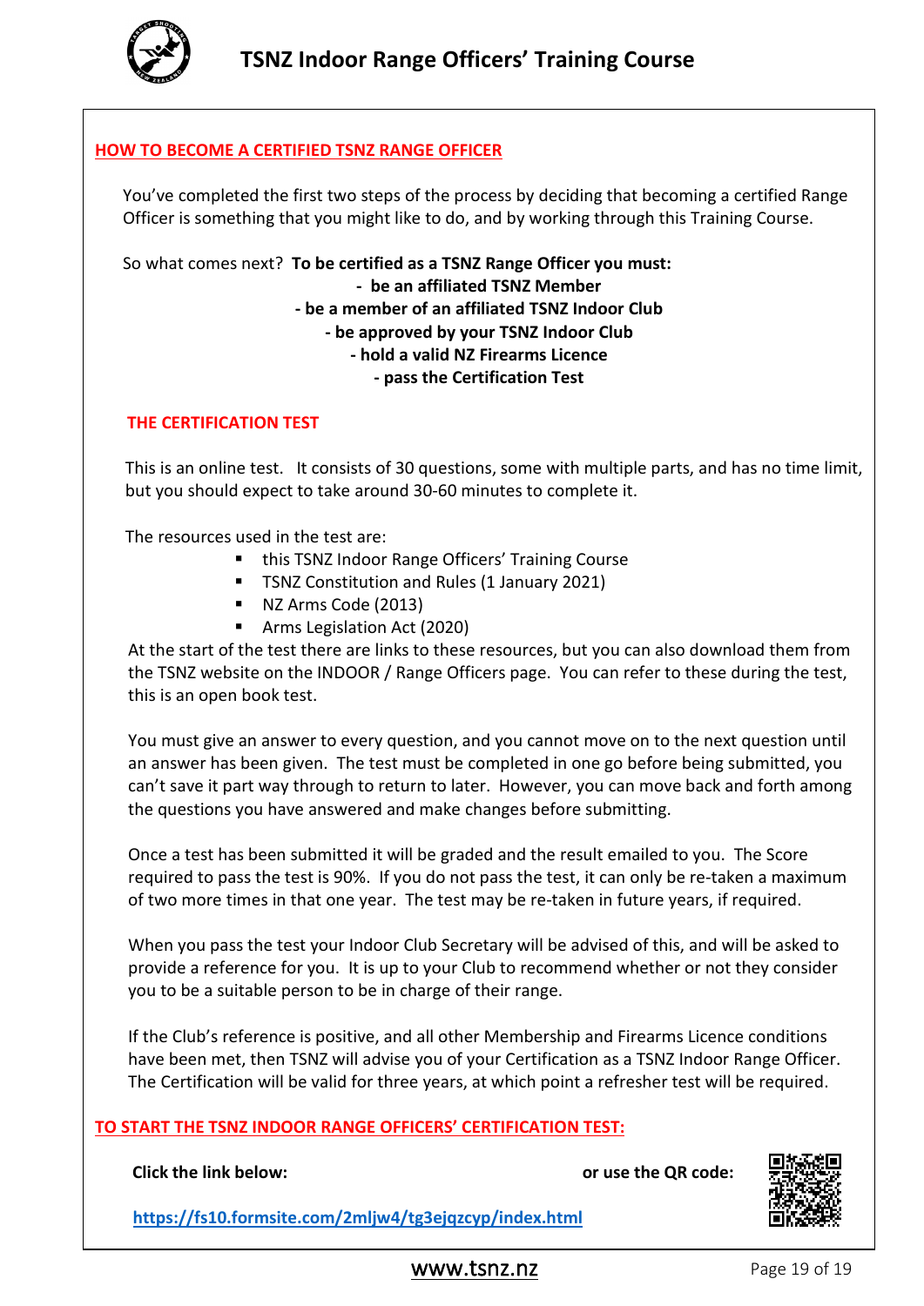## HOW TO BECOME A CERTIFIED TSNZ RANGE OFFICER

You've completed the first two steps of the process by deciding that becoming a certified Range Officer is something that you might like to do, and by working through this Training Course.

So what comes next? **To be certified as a TSNZ Range Officer you must:**

- **be an affiliated TSNZ Member**
- **be a member of an affiliated TSNZ Indoor Club**
- **be approved by your TSNZ Indoor Club**
- **hold a valid NZ Firearms Licence**
- **pass the Certification Test**

### THE CERTIFICATION TEST

This is an online test. It consists of 30 questions, some with multiple parts, and has no time limit, but you should expect to take around 30-60 minutes to complete it.

The resources used in the test are:

- this TSNZ Indoor Range Officers' Training Course
- TSNZ Constitution and Rules (1 January 2021)
- NZ Arms Code (2013)
- Arms Legislation Act (2020)

At the start of the test there are links to these resources, but you can also download them from the TSNZ website on the INDOOR / Range Officers page. You can refer to these during the test, this is an open book test.

You must give an answer to every question, and you cannot move on to the next question until an answer has been given. The test must be completed in one go before being submitted, you can't save it part way through to return to later. However, you can move back and forth among the questions you have answered and make changes before submitting.

Once a test has been submitted it will be graded and the result emailed to you. The Score required to pass the test is 90%. If you do not pass the test, it can only be re-taken a maximum of two more times in that one year. The test may be re-taken in future years, if required.

When you pass the test your Indoor Club Secretary will be advised of this, and will be asked to provide a reference for you. It is up to your Club to recommend whether or not they consider you to be a suitable person to be in charge of their range.

If the Club's reference is positive, and all other Membership and Firearms Licence conditions have been met, then TSNZ will advise you of your Certification as a TSNZ Indoor Range Officer. The Certification will be valid for three years, at which point a refresher test will be required.

## TO START THE TSNZ INDOOR RANGE OFFICERS' CERTIFICATION TEST:

**Click the link below:** **or use the QR code:**

**https://fs10.formsite.com/2mljw4/tg3ejqzcyp/index.html**